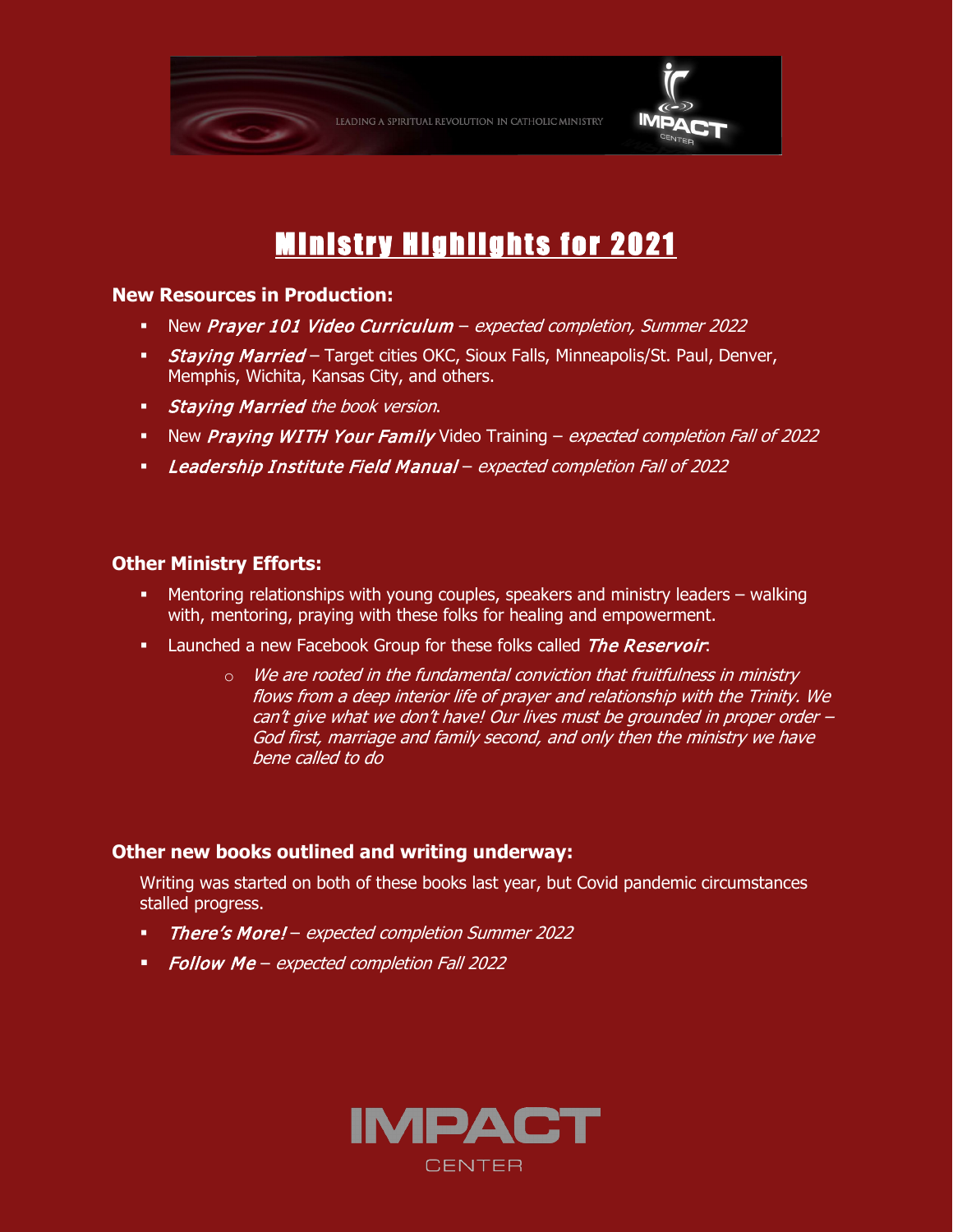LEADING A SPIRITUAL REVOLUTION IN CATHOLIC MINISTRY

# Ministry Highlights for 2021

### New Resources in Production:

- New ***Prayer 101 Video Curriculum*** – *expected completion, Summer 2022*
- ***Staying Married*** – Target cities OKC, Sioux Falls, Minneapolis/St. Paul, Denver, Memphis, Wichita, Kansas City, and others.
- ***Staying Married*** *the book version*.
- New ***Praying WITH Your Family*** Video Training – *expected completion Fall of 2022*
- ***Leadership Institute Field Manual*** – *expected completion Fall of 2022*

### Other Ministry Efforts:

- Mentoring relationships with young couples, speakers and ministry leaders – walking with, mentoring, praying with these folks for healing and empowerment.
- Launched a new Facebook Group for these folks called ***The Reservoir***:
    - *We are rooted in the fundamental conviction that fruitfulness in ministry flows from a deep interior life of prayer and relationship with the Trinity. We can't give what we don't have! Our lives must be grounded in proper order – God first, marriage and family second, and only then the ministry we have bene called to do*

### Other new books outlined and writing underway:

Writing was started on both of these books last year, but Covid pandemic circumstances stalled progress.

- ***There's More!*** – *expected completion Summer 2022*
- ***Follow Me*** – *expected completion Fall 2022*

IMPACT CENTER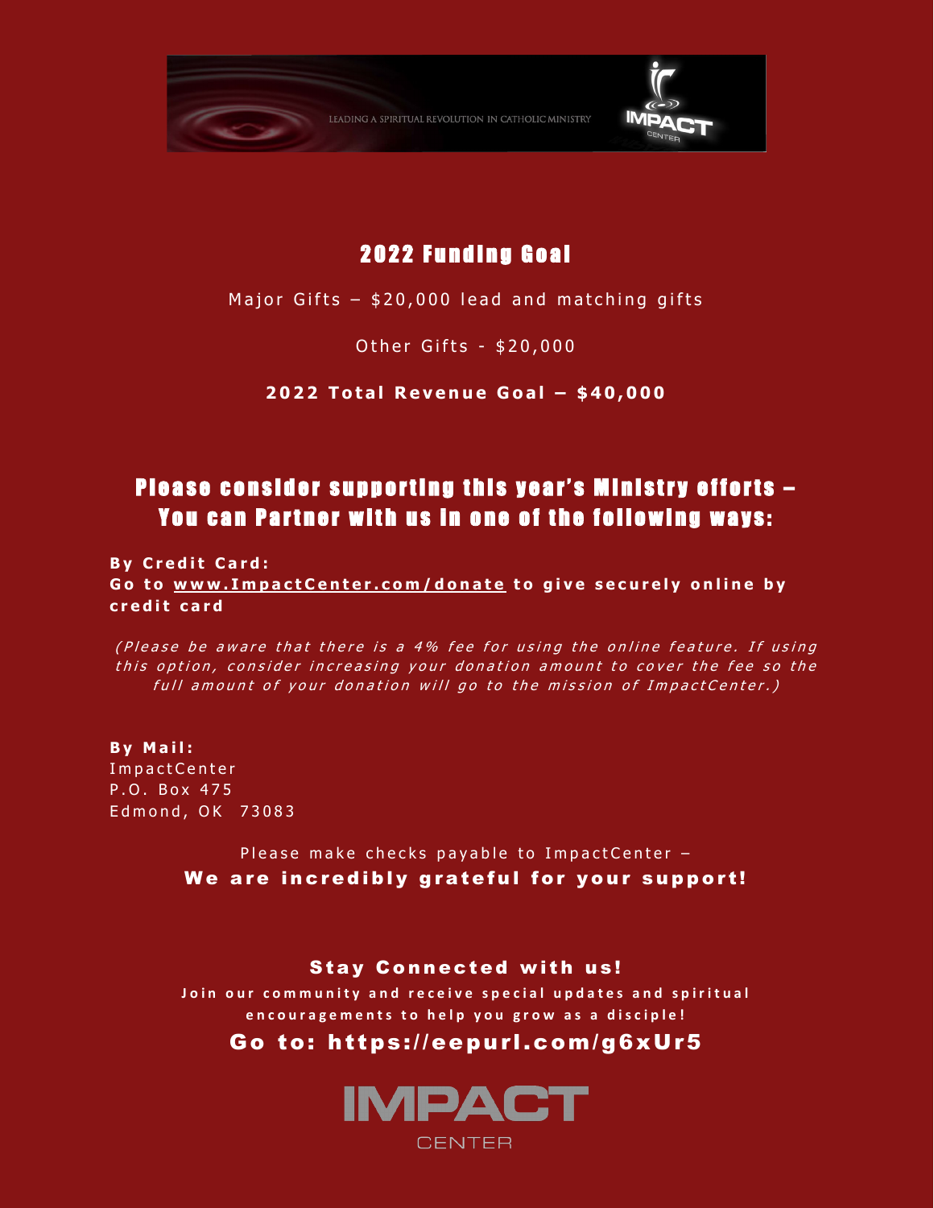LEADING A SPIRITUAL REVOLUTION IN CATHOLIC MINISTRY

## 2022 Funding Goal

Major Gifts – $20,000 lead and matching gifts

Other Gifts - $20,000

**2022 Total Revenue Goal – $40,000**

## Please consider supporting this year's Ministry efforts – You can Partner with us in one of the following ways:

**By Credit Card:**
**Go to www.ImpactCenter.com/donate to give securely online by credit card**

*(Please be aware that there is a 4% fee for using the online feature. If using this option, consider increasing your donation amount to cover the fee so the full amount of your donation will go to the mission of ImpactCenter.)*

**By Mail:**
ImpactCenter
P.O. Box 475
Edmond, OK 73083

Please make checks payable to ImpactCenter –
**We are incredibly grateful for your support!**

### Stay Connected with us!

**Join our community and receive special updates and spiritual encouragements to help you grow as a disciple!**

**Go to: https://eepurl.com/g6xUr5**

IMPACT CENTER